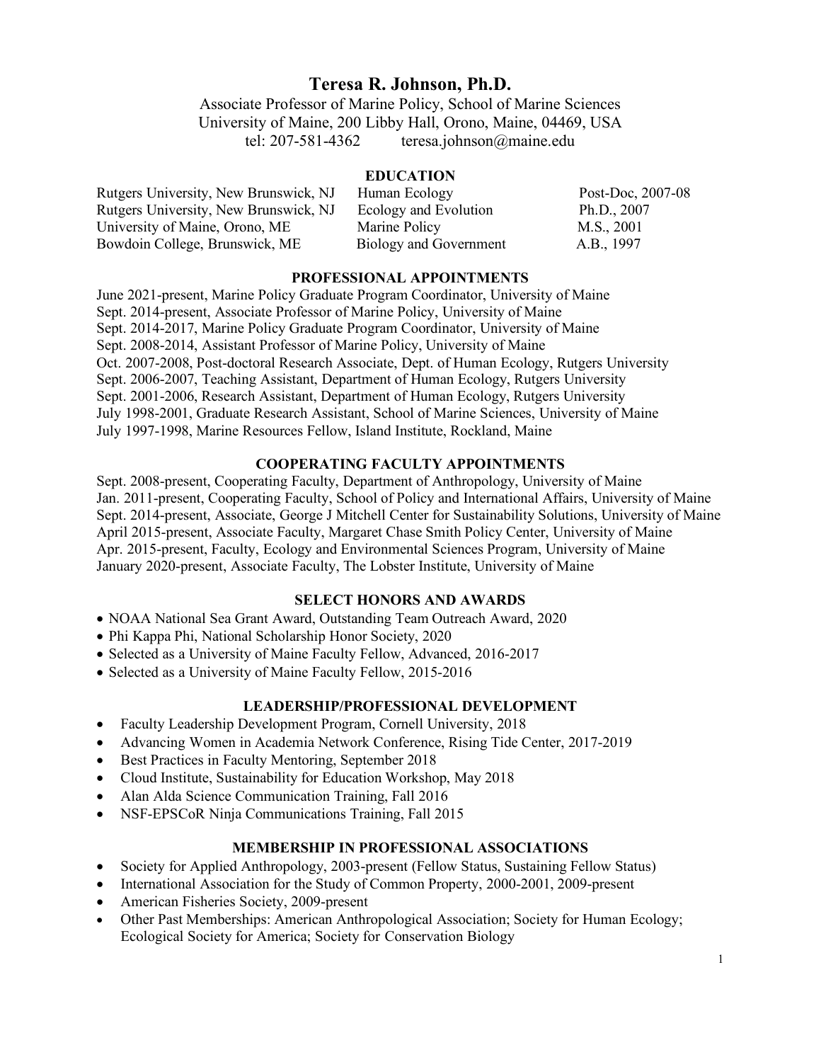# Teresa R. Johnson, Ph.D.

Associate Professor of Marine Policy, School of Marine Sciences
University of Maine, 200 Libby Hall, Orono, Maine, 04469, USA
tel: 207-581-4362    teresa.johnson@maine.edu

## EDUCATION

| | | |
|---|---|---|
| Rutgers University, New Brunswick, NJ | Human Ecology | Post-Doc, 2007-08 |
| Rutgers University, New Brunswick, NJ | Ecology and Evolution | Ph.D., 2007 |
| University of Maine, Orono, ME | Marine Policy | M.S., 2001 |
| Bowdoin College, Brunswick, ME | Biology and Government | A.B., 1997 |

## PROFESSIONAL APPOINTMENTS

June 2021-present, Marine Policy Graduate Program Coordinator, University of Maine
Sept. 2014-present, Associate Professor of Marine Policy, University of Maine
Sept. 2014-2017, Marine Policy Graduate Program Coordinator, University of Maine
Sept. 2008-2014, Assistant Professor of Marine Policy, University of Maine
Oct. 2007-2008, Post-doctoral Research Associate, Dept. of Human Ecology, Rutgers University
Sept. 2006-2007, Teaching Assistant, Department of Human Ecology, Rutgers University
Sept. 2001-2006, Research Assistant, Department of Human Ecology, Rutgers University
July 1998-2001, Graduate Research Assistant, School of Marine Sciences, University of Maine
July 1997-1998, Marine Resources Fellow, Island Institute, Rockland, Maine

## COOPERATING FACULTY APPOINTMENTS

Sept. 2008-present, Cooperating Faculty, Department of Anthropology, University of Maine
Jan. 2011-present, Cooperating Faculty, School of Policy and International Affairs, University of Maine
Sept. 2014-present, Associate, George J Mitchell Center for Sustainability Solutions, University of Maine
April 2015-present, Associate Faculty, Margaret Chase Smith Policy Center, University of Maine
Apr. 2015-present, Faculty, Ecology and Environmental Sciences Program, University of Maine
January 2020-present, Associate Faculty, The Lobster Institute, University of Maine

## SELECT HONORS AND AWARDS

- NOAA National Sea Grant Award, Outstanding Team Outreach Award, 2020
- Phi Kappa Phi, National Scholarship Honor Society, 2020
- Selected as a University of Maine Faculty Fellow, Advanced, 2016-2017
- Selected as a University of Maine Faculty Fellow, 2015-2016

## LEADERSHIP/PROFESSIONAL DEVELOPMENT

- Faculty Leadership Development Program, Cornell University, 2018
- Advancing Women in Academia Network Conference, Rising Tide Center, 2017-2019
- Best Practices in Faculty Mentoring, September 2018
- Cloud Institute, Sustainability for Education Workshop, May 2018
- Alan Alda Science Communication Training, Fall 2016
- NSF-EPSCoR Ninja Communications Training, Fall 2015

## MEMBERSHIP IN PROFESSIONAL ASSOCIATIONS

- Society for Applied Anthropology, 2003-present (Fellow Status, Sustaining Fellow Status)
- International Association for the Study of Common Property, 2000-2001, 2009-present
- American Fisheries Society, 2009-present
- Other Past Memberships: American Anthropological Association; Society for Human Ecology; Ecological Society for America; Society for Conservation Biology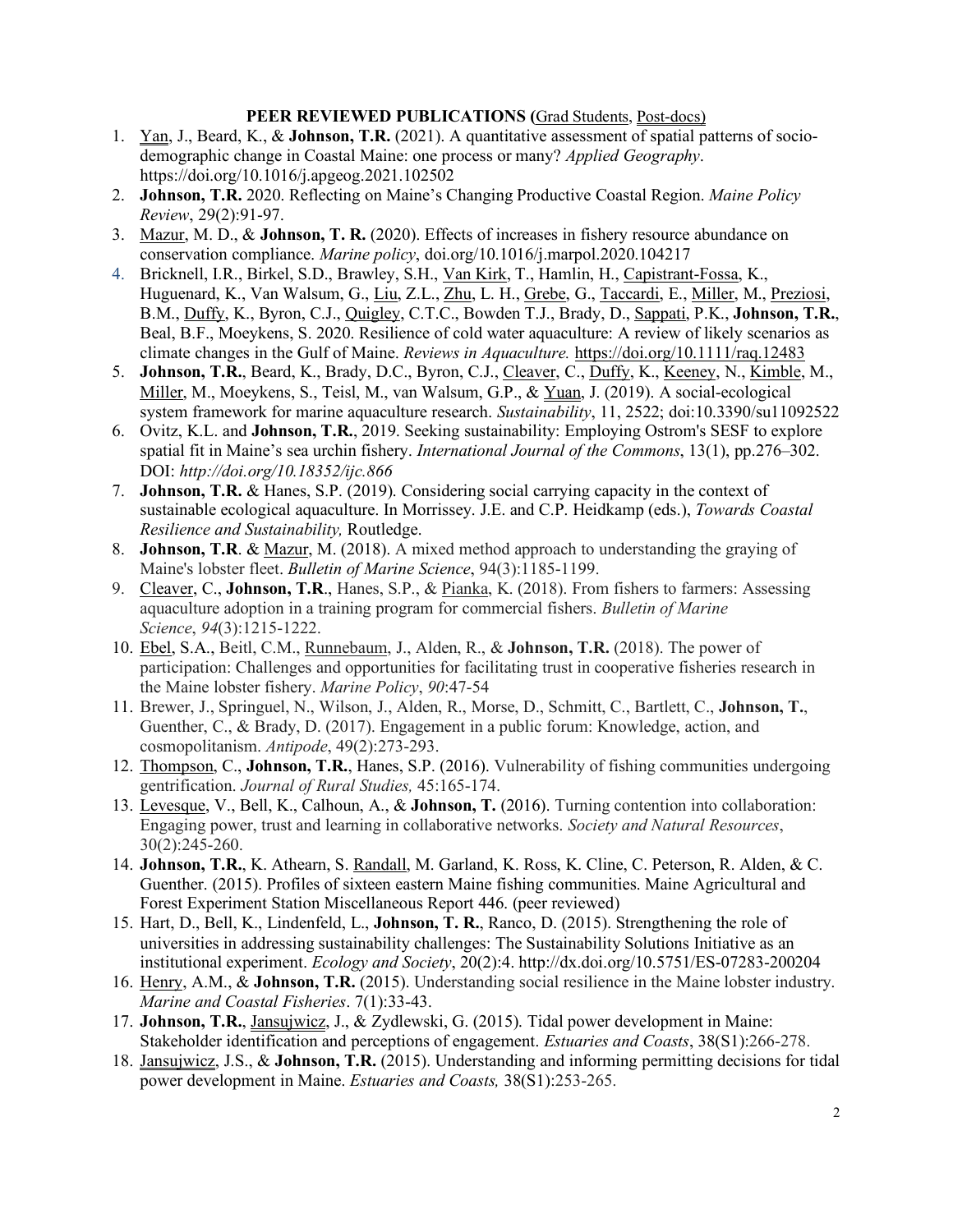**PEER REVIEWED PUBLICATIONS (**Grad Students, Post-docs)

1. Yan, J., Beard, K., & **Johnson, T.R.** (2021). A quantitative assessment of spatial patterns of socio-demographic change in Coastal Maine: one process or many? *Applied Geography*. https://doi.org/10.1016/j.apgeog.2021.102502
2. **Johnson, T.R.** 2020. Reflecting on Maine's Changing Productive Coastal Region. *Maine Policy Review*, 29(2):91-97.
3. Mazur, M. D., & **Johnson, T. R.** (2020). Effects of increases in fishery resource abundance on conservation compliance. *Marine policy*, doi.org/10.1016/j.marpol.2020.104217
4. Bricknell, I.R., Birkel, S.D., Brawley, S.H., Van Kirk, T., Hamlin, H., Capistrant-Fossa, K., Huguenard, K., Van Walsum, G., Liu, Z.L., Zhu, L. H., Grebe, G., Taccardi, E., Miller, M., Preziosi, B.M., Duffy, K., Byron, C.J., Quigley, C.T.C., Bowden T.J., Brady, D., Sappati, P.K., **Johnson, T.R.**, Beal, B.F., Moeykens, S. 2020. Resilience of cold water aquaculture: A review of likely scenarios as climate changes in the Gulf of Maine. *Reviews in Aquaculture.* https://doi.org/10.1111/raq.12483
5. **Johnson, T.R.**, Beard, K., Brady, D.C., Byron, C.J., Cleaver, C., Duffy, K., Keeney, N., Kimble, M., Miller, M., Moeykens, S., Teisl, M., van Walsum, G.P., & Yuan, J. (2019). A social-ecological system framework for marine aquaculture research. *Sustainability*, 11, 2522; doi:10.3390/su11092522
6. Ovitz, K.L. and **Johnson, T.R.**, 2019. Seeking sustainability: Employing Ostrom's SESF to explore spatial fit in Maine's sea urchin fishery. *International Journal of the Commons*, 13(1), pp.276–302. DOI: *http://doi.org/10.18352/ijc.866*
7. **Johnson, T.R.** & Hanes, S.P. (2019). Considering social carrying capacity in the context of sustainable ecological aquaculture. In Morrissey. J.E. and C.P. Heidkamp (eds.), *Towards Coastal Resilience and Sustainability,* Routledge.
8. **Johnson, T.R**. & Mazur, M. (2018). A mixed method approach to understanding the graying of Maine's lobster fleet. *Bulletin of Marine Science*, 94(3):1185-1199.
9. Cleaver, C., **Johnson, T.R**., Hanes, S.P., & Pianka, K. (2018). From fishers to farmers: Assessing aquaculture adoption in a training program for commercial fishers. *Bulletin of Marine Science*, *94*(3):1215-1222.
10. Ebel, S.A., Beitl, C.M., Runnebaum, J., Alden, R., & **Johnson, T.R.** (2018). The power of participation: Challenges and opportunities for facilitating trust in cooperative fisheries research in the Maine lobster fishery. *Marine Policy*, *90*:47-54
11. Brewer, J., Springuel, N., Wilson, J., Alden, R., Morse, D., Schmitt, C., Bartlett, C., **Johnson, T.**, Guenther, C., & Brady, D. (2017). Engagement in a public forum: Knowledge, action, and cosmopolitanism. *Antipode*, 49(2):273-293.
12. Thompson, C., **Johnson, T.R.**, Hanes, S.P. (2016). Vulnerability of fishing communities undergoing gentrification. *Journal of Rural Studies,* 45:165-174.
13. Levesque, V., Bell, K., Calhoun, A., & **Johnson, T.** (2016). Turning contention into collaboration: Engaging power, trust and learning in collaborative networks. *Society and Natural Resources*, 30(2):245-260.
14. **Johnson, T.R.**, K. Athearn, S. Randall, M. Garland, K. Ross, K. Cline, C. Peterson, R. Alden, & C. Guenther. (2015). Profiles of sixteen eastern Maine fishing communities. Maine Agricultural and Forest Experiment Station Miscellaneous Report 446. (peer reviewed)
15. Hart, D., Bell, K., Lindenfeld, L., **Johnson, T. R.**, Ranco, D. (2015). Strengthening the role of universities in addressing sustainability challenges: The Sustainability Solutions Initiative as an institutional experiment. *Ecology and Society*, 20(2):4. http://dx.doi.org/10.5751/ES-07283-200204
16. Henry, A.M., & **Johnson, T.R.** (2015). Understanding social resilience in the Maine lobster industry. *Marine and Coastal Fisheries*. 7(1):33-43.
17. **Johnson, T.R.**, Jansujwicz, J., & Zydlewski, G. (2015). Tidal power development in Maine: Stakeholder identification and perceptions of engagement. *Estuaries and Coasts*, 38(S1):266-278.
18. Jansujwicz, J.S., & **Johnson, T.R.** (2015). Understanding and informing permitting decisions for tidal power development in Maine. *Estuaries and Coasts,* 38(S1):253-265.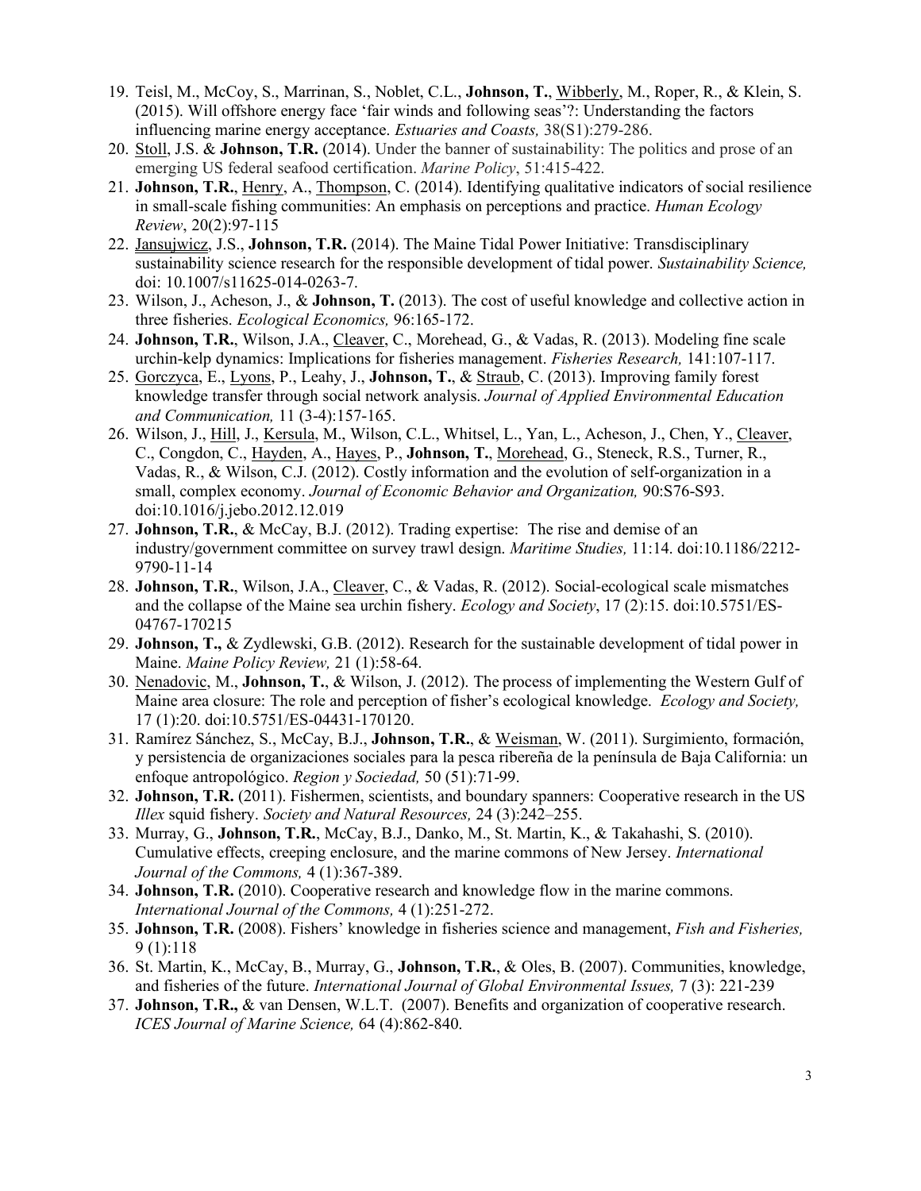19. Teisl, M., McCoy, S., Marrinan, S., Noblet, C.L., **Johnson, T.**, Wibberly, M., Roper, R., & Klein, S. (2015). Will offshore energy face 'fair winds and following seas'?: Understanding the factors influencing marine energy acceptance. *Estuaries and Coasts,* 38(S1):279-286.
20. Stoll, J.S. & **Johnson, T.R.** (2014). Under the banner of sustainability: The politics and prose of an emerging US federal seafood certification. *Marine Policy*, 51:415-422.
21. **Johnson, T.R.**, Henry, A., Thompson, C. (2014). Identifying qualitative indicators of social resilience in small-scale fishing communities: An emphasis on perceptions and practice. *Human Ecology Review*, 20(2):97-115
22. Jansujwicz, J.S., **Johnson, T.R.** (2014). The Maine Tidal Power Initiative: Transdisciplinary sustainability science research for the responsible development of tidal power. *Sustainability Science,* doi: 10.1007/s11625-014-0263-7.
23. Wilson, J., Acheson, J., & **Johnson, T.** (2013). The cost of useful knowledge and collective action in three fisheries. *Ecological Economics,* 96:165-172.
24. **Johnson, T.R.**, Wilson, J.A., Cleaver, C., Morehead, G., & Vadas, R. (2013). Modeling fine scale urchin-kelp dynamics: Implications for fisheries management. *Fisheries Research,* 141:107-117.
25. Gorczyca, E., Lyons, P., Leahy, J., **Johnson, T.**, & Straub, C. (2013). Improving family forest knowledge transfer through social network analysis. *Journal of Applied Environmental Education and Communication,* 11 (3-4):157-165.
26. Wilson, J., Hill, J., Kersula, M., Wilson, C.L., Whitsel, L., Yan, L., Acheson, J., Chen, Y., Cleaver, C., Congdon, C., Hayden, A., Hayes, P., **Johnson, T.**, Morehead, G., Steneck, R.S., Turner, R., Vadas, R., & Wilson, C.J. (2012). Costly information and the evolution of self-organization in a small, complex economy. *Journal of Economic Behavior and Organization,* 90:S76-S93. doi:10.1016/j.jebo.2012.12.019
27. **Johnson, T.R.**, & McCay, B.J. (2012). Trading expertise: The rise and demise of an industry/government committee on survey trawl design. *Maritime Studies,* 11:14. doi:10.1186/2212-9790-11-14
28. **Johnson, T.R.**, Wilson, J.A., Cleaver, C., & Vadas, R. (2012). Social-ecological scale mismatches and the collapse of the Maine sea urchin fishery. *Ecology and Society*, 17 (2):15. doi:10.5751/ES-04767-170215
29. **Johnson, T.,** & Zydlewski, G.B. (2012). Research for the sustainable development of tidal power in Maine. *Maine Policy Review,* 21 (1):58-64.
30. Nenadovic, M., **Johnson, T.**, & Wilson, J. (2012). The process of implementing the Western Gulf of Maine area closure: The role and perception of fisher's ecological knowledge. *Ecology and Society,* 17 (1):20. doi:10.5751/ES-04431-170120.
31. Ramírez Sánchez, S., McCay, B.J., **Johnson, T.R.**, & Weisman, W. (2011). Surgimiento, formación, y persistencia de organizaciones sociales para la pesca ribereña de la península de Baja California: un enfoque antropológico. *Region y Sociedad,* 50 (51):71-99.
32. **Johnson, T.R.** (2011). Fishermen, scientists, and boundary spanners: Cooperative research in the US *Illex* squid fishery. *Society and Natural Resources,* 24 (3):242–255.
33. Murray, G., **Johnson, T.R.**, McCay, B.J., Danko, M., St. Martin, K., & Takahashi, S. (2010). Cumulative effects, creeping enclosure, and the marine commons of New Jersey. *International Journal of the Commons,* 4 (1):367-389.
34. **Johnson, T.R.** (2010). Cooperative research and knowledge flow in the marine commons. *International Journal of the Commons,* 4 (1):251-272.
35. **Johnson, T.R.** (2008). Fishers' knowledge in fisheries science and management, *Fish and Fisheries,* 9 (1):118
36. St. Martin, K., McCay, B., Murray, G., **Johnson, T.R.**, & Oles, B. (2007). Communities, knowledge, and fisheries of the future. *International Journal of Global Environmental Issues,* 7 (3): 221-239
37. **Johnson, T.R.,** & van Densen, W.L.T. (2007). Benefits and organization of cooperative research. *ICES Journal of Marine Science,* 64 (4):862-840.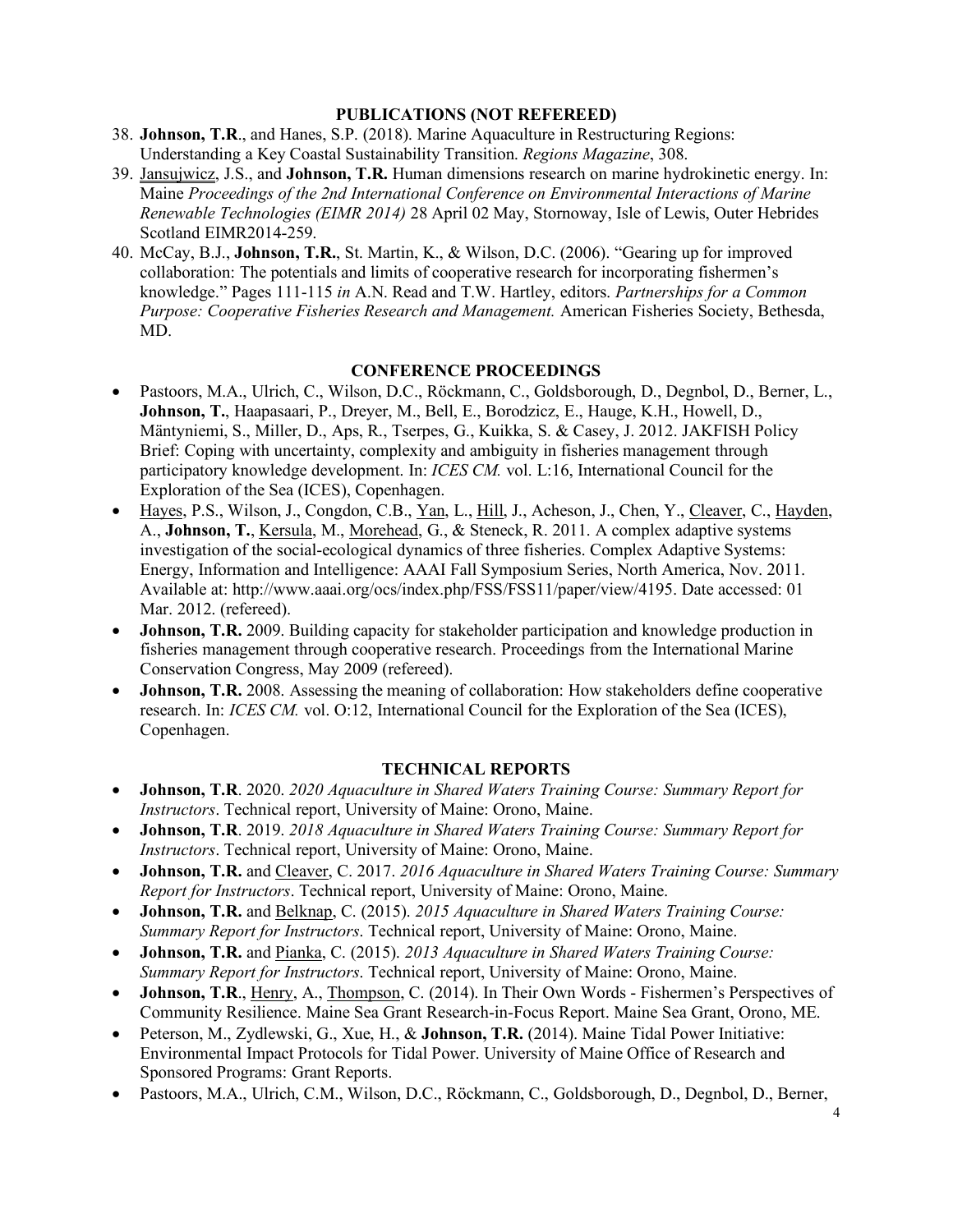## PUBLICATIONS (NOT REFEREED)

38. **Johnson, T.R**., and Hanes, S.P. (2018). Marine Aquaculture in Restructuring Regions: Understanding a Key Coastal Sustainability Transition. *Regions Magazine*, 308.
39. Jansujwicz, J.S., and **Johnson, T.R.** Human dimensions research on marine hydrokinetic energy. In: Maine *Proceedings of the 2nd International Conference on Environmental Interactions of Marine Renewable Technologies (EIMR 2014)* 28 April 02 May, Stornoway, Isle of Lewis, Outer Hebrides Scotland EIMR2014-259.
40. McCay, B.J., **Johnson, T.R.**, St. Martin, K., & Wilson, D.C. (2006). "Gearing up for improved collaboration: The potentials and limits of cooperative research for incorporating fishermen's knowledge." Pages 111-115 *in* A.N. Read and T.W. Hartley, editors. *Partnerships for a Common Purpose: Cooperative Fisheries Research and Management.* American Fisheries Society, Bethesda, MD.

## CONFERENCE PROCEEDINGS

- Pastoors, M.A., Ulrich, C., Wilson, D.C., Röckmann, C., Goldsborough, D., Degnbol, D., Berner, L., **Johnson, T.**, Haapasaari, P., Dreyer, M., Bell, E., Borodzicz, E., Hauge, K.H., Howell, D., Mäntyniemi, S., Miller, D., Aps, R., Tserpes, G., Kuikka, S. & Casey, J. 2012. JAKFISH Policy Brief: Coping with uncertainty, complexity and ambiguity in fisheries management through participatory knowledge development. In: *ICES CM.* vol. L:16, International Council for the Exploration of the Sea (ICES), Copenhagen.
- Hayes, P.S., Wilson, J., Congdon, C.B., Yan, L., Hill, J., Acheson, J., Chen, Y., Cleaver, C., Hayden, A., **Johnson, T.**, Kersula, M., Morehead, G., & Steneck, R. 2011. A complex adaptive systems investigation of the social-ecological dynamics of three fisheries. Complex Adaptive Systems: Energy, Information and Intelligence: AAAI Fall Symposium Series, North America, Nov. 2011. Available at: http://www.aaai.org/ocs/index.php/FSS/FSS11/paper/view/4195. Date accessed: 01 Mar. 2012. (refereed).
- **Johnson, T.R.** 2009. Building capacity for stakeholder participation and knowledge production in fisheries management through cooperative research. Proceedings from the International Marine Conservation Congress, May 2009 (refereed).
- **Johnson, T.R.** 2008. Assessing the meaning of collaboration: How stakeholders define cooperative research. In: *ICES CM.* vol. O:12, International Council for the Exploration of the Sea (ICES), Copenhagen.

## TECHNICAL REPORTS

- **Johnson, T.R**. 2020. *2020 Aquaculture in Shared Waters Training Course: Summary Report for Instructors*. Technical report, University of Maine: Orono, Maine.
- **Johnson, T.R**. 2019. *2018 Aquaculture in Shared Waters Training Course: Summary Report for Instructors*. Technical report, University of Maine: Orono, Maine.
- **Johnson, T.R.** and Cleaver, C. 2017. *2016 Aquaculture in Shared Waters Training Course: Summary Report for Instructors*. Technical report, University of Maine: Orono, Maine.
- **Johnson, T.R.** and Belknap, C. (2015). *2015 Aquaculture in Shared Waters Training Course: Summary Report for Instructors*. Technical report, University of Maine: Orono, Maine.
- **Johnson, T.R.** and Pianka, C. (2015). *2013 Aquaculture in Shared Waters Training Course: Summary Report for Instructors*. Technical report, University of Maine: Orono, Maine.
- **Johnson, T.R**., Henry, A., Thompson, C. (2014). In Their Own Words - Fishermen's Perspectives of Community Resilience. Maine Sea Grant Research-in-Focus Report. Maine Sea Grant, Orono, ME.
- Peterson, M., Zydlewski, G., Xue, H., & **Johnson, T.R.** (2014). Maine Tidal Power Initiative: Environmental Impact Protocols for Tidal Power. University of Maine Office of Research and Sponsored Programs: Grant Reports.
- Pastoors, M.A., Ulrich, C.M., Wilson, D.C., Röckmann, C., Goldsborough, D., Degnbol, D., Berner,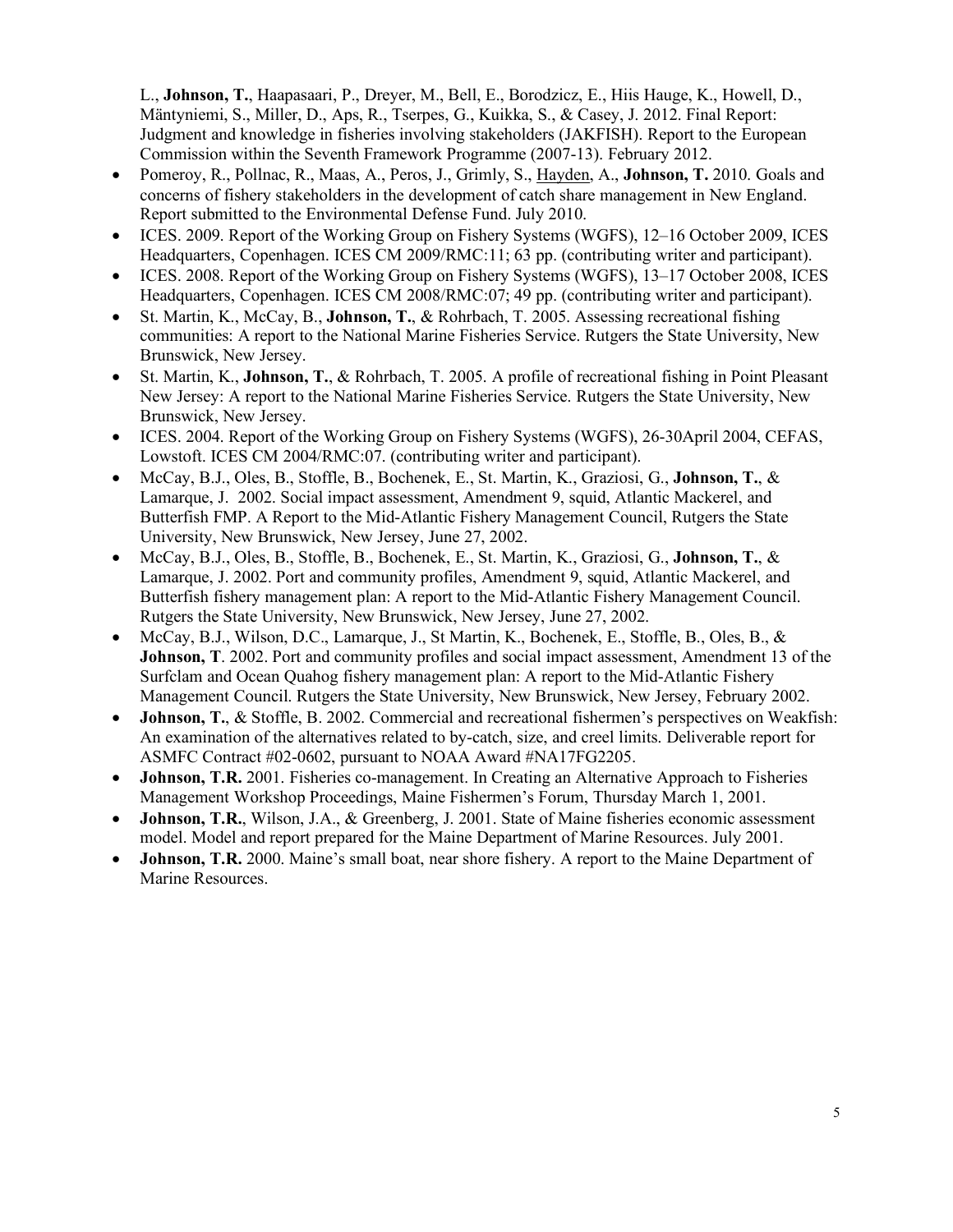L., **Johnson, T.**, Haapasaari, P., Dreyer, M., Bell, E., Borodzicz, E., Hiis Hauge, K., Howell, D., Mäntyniemi, S., Miller, D., Aps, R., Tserpes, G., Kuikka, S., & Casey, J. 2012. Final Report: Judgment and knowledge in fisheries involving stakeholders (JAKFISH). Report to the European Commission within the Seventh Framework Programme (2007-13). February 2012.

- Pomeroy, R., Pollnac, R., Maas, A., Peros, J., Grimly, S., Hayden, A., **Johnson, T.** 2010. Goals and concerns of fishery stakeholders in the development of catch share management in New England. Report submitted to the Environmental Defense Fund. July 2010.
- ICES. 2009. Report of the Working Group on Fishery Systems (WGFS), 12–16 October 2009, ICES Headquarters, Copenhagen. ICES CM 2009/RMC:11; 63 pp. (contributing writer and participant).
- ICES. 2008. Report of the Working Group on Fishery Systems (WGFS), 13–17 October 2008, ICES Headquarters, Copenhagen. ICES CM 2008/RMC:07; 49 pp. (contributing writer and participant).
- St. Martin, K., McCay, B., **Johnson, T.**, & Rohrbach, T. 2005. Assessing recreational fishing communities: A report to the National Marine Fisheries Service. Rutgers the State University, New Brunswick, New Jersey.
- St. Martin, K., **Johnson, T.**, & Rohrbach, T. 2005. A profile of recreational fishing in Point Pleasant New Jersey: A report to the National Marine Fisheries Service. Rutgers the State University, New Brunswick, New Jersey.
- ICES. 2004. Report of the Working Group on Fishery Systems (WGFS), 26-30April 2004, CEFAS, Lowstoft. ICES CM 2004/RMC:07. (contributing writer and participant).
- McCay, B.J., Oles, B., Stoffle, B., Bochenek, E., St. Martin, K., Graziosi, G., **Johnson, T.**, & Lamarque, J. 2002. Social impact assessment, Amendment 9, squid, Atlantic Mackerel, and Butterfish FMP. A Report to the Mid-Atlantic Fishery Management Council, Rutgers the State University, New Brunswick, New Jersey, June 27, 2002.
- McCay, B.J., Oles, B., Stoffle, B., Bochenek, E., St. Martin, K., Graziosi, G., **Johnson, T.**, & Lamarque, J. 2002. Port and community profiles, Amendment 9, squid, Atlantic Mackerel, and Butterfish fishery management plan: A report to the Mid-Atlantic Fishery Management Council. Rutgers the State University, New Brunswick, New Jersey, June 27, 2002.
- McCay, B.J., Wilson, D.C., Lamarque, J., St Martin, K., Bochenek, E., Stoffle, B., Oles, B., & **Johnson, T**. 2002. Port and community profiles and social impact assessment, Amendment 13 of the Surfclam and Ocean Quahog fishery management plan: A report to the Mid-Atlantic Fishery Management Council. Rutgers the State University, New Brunswick, New Jersey, February 2002.
- **Johnson, T.**, & Stoffle, B. 2002. Commercial and recreational fishermen's perspectives on Weakfish: An examination of the alternatives related to by-catch, size, and creel limits. Deliverable report for ASMFC Contract #02-0602, pursuant to NOAA Award #NA17FG2205.
- **Johnson, T.R.** 2001. Fisheries co-management. In Creating an Alternative Approach to Fisheries Management Workshop Proceedings, Maine Fishermen's Forum, Thursday March 1, 2001.
- **Johnson, T.R.**, Wilson, J.A., & Greenberg, J. 2001. State of Maine fisheries economic assessment model. Model and report prepared for the Maine Department of Marine Resources. July 2001.
- **Johnson, T.R.** 2000. Maine's small boat, near shore fishery. A report to the Maine Department of Marine Resources.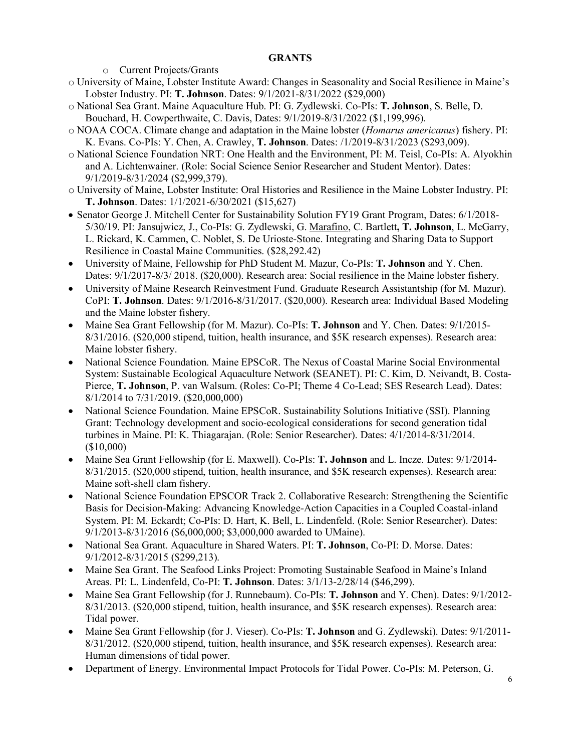## GRANTS

- Current Projects/Grants
- University of Maine, Lobster Institute Award: Changes in Seasonality and Social Resilience in Maine's Lobster Industry. PI: **T. Johnson**. Dates: 9/1/2021-8/31/2022 ($29,000)
- National Sea Grant. Maine Aquaculture Hub. PI: G. Zydlewski. Co-PIs: **T. Johnson**, S. Belle, D. Bouchard, H. Cowperthwaite, C. Davis, Dates: 9/1/2019-8/31/2022 ($1,199,996).
- NOAA COCA. Climate change and adaptation in the Maine lobster (*Homarus americanus*) fishery. PI: K. Evans. Co-PIs: Y. Chen, A. Crawley, **T. Johnson**. Dates: /1/2019-8/31/2023 ($293,009).
- National Science Foundation NRT: One Health and the Environment, PI: M. Teisl, Co-PIs: A. Alyokhin and A. Lichtenwainer. (Role: Social Science Senior Researcher and Student Mentor). Dates: 9/1/2019-8/31/2024 ($2,999,379).
- University of Maine, Lobster Institute: Oral Histories and Resilience in the Maine Lobster Industry. PI: **T. Johnson**. Dates: 1/1/2021-6/30/2021 ($15,627)
- Senator George J. Mitchell Center for Sustainability Solution FY19 Grant Program, Dates: 6/1/2018-5/30/19. PI: Jansujwicz, J., Co-PIs: G. Zydlewski, G. Marafino, C. Bartlett**, T. Johnson**, L. McGarry, L. Rickard, K. Cammen, C. Noblet, S. De Urioste-Stone. Integrating and Sharing Data to Support Resilience in Coastal Maine Communities. ($28,292.42)
- University of Maine, Fellowship for PhD Student M. Mazur, Co-PIs: **T. Johnson** and Y. Chen. Dates: 9/1/2017-8/3/ 2018. ($20,000). Research area: Social resilience in the Maine lobster fishery.
- University of Maine Research Reinvestment Fund. Graduate Research Assistantship (for M. Mazur). CoPI: **T. Johnson**. Dates: 9/1/2016-8/31/2017. ($20,000). Research area: Individual Based Modeling and the Maine lobster fishery.
- Maine Sea Grant Fellowship (for M. Mazur). Co-PIs: **T. Johnson** and Y. Chen. Dates: 9/1/2015-8/31/2016. ($20,000 stipend, tuition, health insurance, and $5K research expenses). Research area: Maine lobster fishery.
- National Science Foundation. Maine EPSCoR. The Nexus of Coastal Marine Social Environmental System: Sustainable Ecological Aquaculture Network (SEANET). PI: C. Kim, D. Neivandt, B. Costa-Pierce, **T. Johnson**, P. van Walsum. (Roles: Co-PI; Theme 4 Co-Lead; SES Research Lead). Dates: 8/1/2014 to 7/31/2019. ($20,000,000)
- National Science Foundation. Maine EPSCoR. Sustainability Solutions Initiative (SSI). Planning Grant: Technology development and socio-ecological considerations for second generation tidal turbines in Maine. PI: K. Thiagarajan. (Role: Senior Researcher). Dates: 4/1/2014-8/31/2014. ($10,000)
- Maine Sea Grant Fellowship (for E. Maxwell). Co-PIs: **T. Johnson** and L. Incze. Dates: 9/1/2014-8/31/2015. ($20,000 stipend, tuition, health insurance, and $5K research expenses). Research area: Maine soft-shell clam fishery.
- National Science Foundation EPSCOR Track 2. Collaborative Research: Strengthening the Scientific Basis for Decision-Making: Advancing Knowledge-Action Capacities in a Coupled Coastal-inland System. PI: M. Eckardt; Co-PIs: D. Hart, K. Bell, L. Lindenfeld. (Role: Senior Researcher). Dates: 9/1/2013-8/31/2016 ($6,000,000; $3,000,000 awarded to UMaine).
- National Sea Grant. Aquaculture in Shared Waters. PI: **T. Johnson**, Co-PI: D. Morse. Dates: 9/1/2012-8/31/2015 ($299,213).
- Maine Sea Grant. The Seafood Links Project: Promoting Sustainable Seafood in Maine's Inland Areas. PI: L. Lindenfeld, Co-PI: **T. Johnson**. Dates: 3/1/13-2/28/14 ($46,299).
- Maine Sea Grant Fellowship (for J. Runnebaum). Co-PIs: **T. Johnson** and Y. Chen). Dates: 9/1/2012-8/31/2013. ($20,000 stipend, tuition, health insurance, and $5K research expenses). Research area: Tidal power.
- Maine Sea Grant Fellowship (for J. Vieser). Co-PIs: **T. Johnson** and G. Zydlewski). Dates: 9/1/2011-8/31/2012. ($20,000 stipend, tuition, health insurance, and $5K research expenses). Research area: Human dimensions of tidal power.
- Department of Energy. Environmental Impact Protocols for Tidal Power. Co-PIs: M. Peterson, G.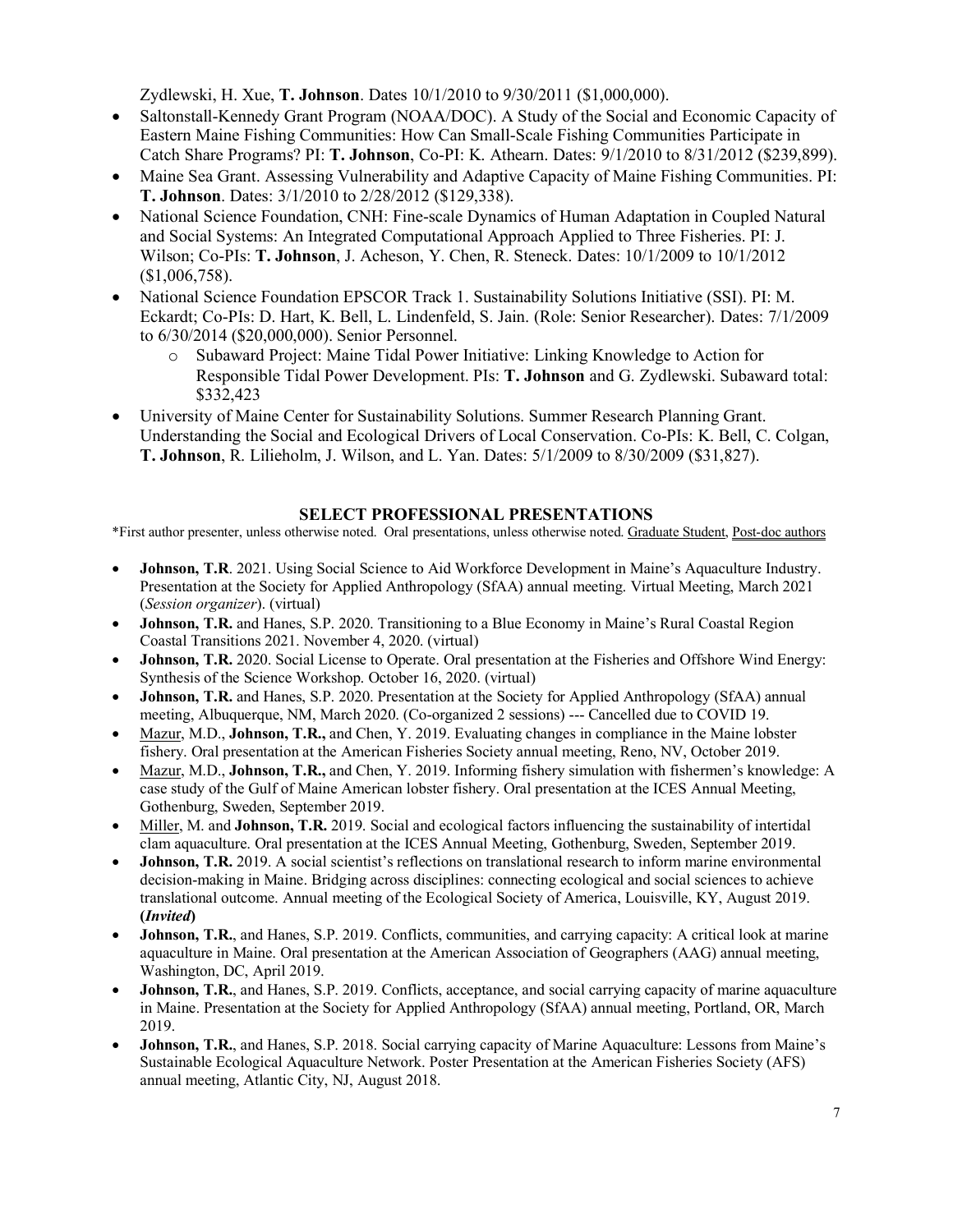Zydlewski, H. Xue, **T. Johnson**. Dates 10/1/2010 to 9/30/2011 ($1,000,000).

- Saltonstall-Kennedy Grant Program (NOAA/DOC). A Study of the Social and Economic Capacity of Eastern Maine Fishing Communities: How Can Small-Scale Fishing Communities Participate in Catch Share Programs? PI: **T. Johnson**, Co-PI: K. Athearn. Dates: 9/1/2010 to 8/31/2012 ($239,899).
- Maine Sea Grant. Assessing Vulnerability and Adaptive Capacity of Maine Fishing Communities. PI: **T. Johnson**. Dates: 3/1/2010 to 2/28/2012 ($129,338).
- National Science Foundation, CNH: Fine-scale Dynamics of Human Adaptation in Coupled Natural and Social Systems: An Integrated Computational Approach Applied to Three Fisheries. PI: J. Wilson; Co-PIs: **T. Johnson**, J. Acheson, Y. Chen, R. Steneck. Dates: 10/1/2009 to 10/1/2012 ($1,006,758).
- National Science Foundation EPSCOR Track 1. Sustainability Solutions Initiative (SSI). PI: M. Eckardt; Co-PIs: D. Hart, K. Bell, L. Lindenfeld, S. Jain. (Role: Senior Researcher). Dates: 7/1/2009 to 6/30/2014 ($20,000,000). Senior Personnel.
  - Subaward Project: Maine Tidal Power Initiative: Linking Knowledge to Action for Responsible Tidal Power Development. PIs: **T. Johnson** and G. Zydlewski. Subaward total: $332,423
- University of Maine Center for Sustainability Solutions. Summer Research Planning Grant. Understanding the Social and Ecological Drivers of Local Conservation. Co-PIs: K. Bell, C. Colgan, **T. Johnson**, R. Lilieholm, J. Wilson, and L. Yan. Dates: 5/1/2009 to 8/30/2009 ($31,827).

## SELECT PROFESSIONAL PRESENTATIONS

*First author presenter, unless otherwise noted. Oral presentations, unless otherwise noted. <u>Graduate Student</u>, <u>Post-doc authors</u>

- **Johnson, T.R**. 2021. Using Social Science to Aid Workforce Development in Maine's Aquaculture Industry. Presentation at the Society for Applied Anthropology (SfAA) annual meeting. Virtual Meeting, March 2021 (*Session organizer*). (virtual)
- **Johnson, T.R.** and Hanes, S.P. 2020. Transitioning to a Blue Economy in Maine's Rural Coastal Region Coastal Transitions 2021. November 4, 2020. (virtual)
- **Johnson, T.R.** 2020. Social License to Operate. Oral presentation at the Fisheries and Offshore Wind Energy: Synthesis of the Science Workshop. October 16, 2020. (virtual)
- **Johnson, T.R.** and Hanes, S.P. 2020. Presentation at the Society for Applied Anthropology (SfAA) annual meeting, Albuquerque, NM, March 2020. (Co-organized 2 sessions) --- Cancelled due to COVID 19.
- <u>Mazur</u>, M.D., **Johnson, T.R.,** and Chen, Y. 2019. Evaluating changes in compliance in the Maine lobster fishery. Oral presentation at the American Fisheries Society annual meeting, Reno, NV, October 2019.
- <u>Mazur</u>, M.D., **Johnson, T.R.,** and Chen, Y. 2019. Informing fishery simulation with fishermen's knowledge: A case study of the Gulf of Maine American lobster fishery. Oral presentation at the ICES Annual Meeting, Gothenburg, Sweden, September 2019.
- <u>Miller</u>, M. and **Johnson, T.R.** 2019. Social and ecological factors influencing the sustainability of intertidal clam aquaculture. Oral presentation at the ICES Annual Meeting, Gothenburg, Sweden, September 2019.
- **Johnson, T.R.** 2019. A social scientist's reflections on translational research to inform marine environmental decision-making in Maine. Bridging across disciplines: connecting ecological and social sciences to achieve translational outcome. Annual meeting of the Ecological Society of America, Louisville, KY, August 2019. **(*Invited*)**
- **Johnson, T.R.**, and Hanes, S.P. 2019. Conflicts, communities, and carrying capacity: A critical look at marine aquaculture in Maine. Oral presentation at the American Association of Geographers (AAG) annual meeting, Washington, DC, April 2019.
- **Johnson, T.R.**, and Hanes, S.P. 2019. Conflicts, acceptance, and social carrying capacity of marine aquaculture in Maine. Presentation at the Society for Applied Anthropology (SfAA) annual meeting, Portland, OR, March 2019.
- **Johnson, T.R.**, and Hanes, S.P. 2018. Social carrying capacity of Marine Aquaculture: Lessons from Maine's Sustainable Ecological Aquaculture Network. Poster Presentation at the American Fisheries Society (AFS) annual meeting, Atlantic City, NJ, August 2018.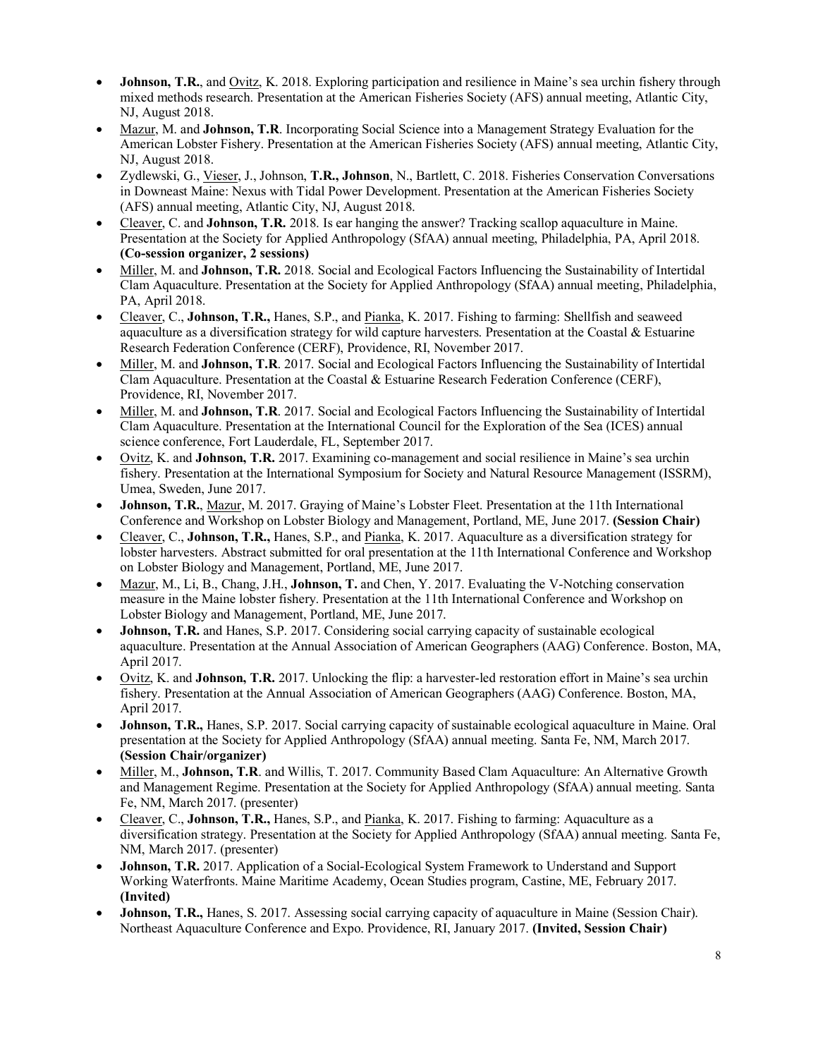- **Johnson, T.R.**, and Ovitz, K. 2018. Exploring participation and resilience in Maine's sea urchin fishery through mixed methods research. Presentation at the American Fisheries Society (AFS) annual meeting, Atlantic City, NJ, August 2018.
- Mazur, M. and **Johnson, T.R**. Incorporating Social Science into a Management Strategy Evaluation for the American Lobster Fishery. Presentation at the American Fisheries Society (AFS) annual meeting, Atlantic City, NJ, August 2018.
- Zydlewski, G., Vieser, J., Johnson, **T.R., Johnson**, N., Bartlett, C. 2018. Fisheries Conservation Conversations in Downeast Maine: Nexus with Tidal Power Development. Presentation at the American Fisheries Society (AFS) annual meeting, Atlantic City, NJ, August 2018.
- Cleaver, C. and **Johnson, T.R.** 2018. Is ear hanging the answer? Tracking scallop aquaculture in Maine. Presentation at the Society for Applied Anthropology (SfAA) annual meeting, Philadelphia, PA, April 2018. **(Co-session organizer, 2 sessions)**
- Miller, M. and **Johnson, T.R.** 2018. Social and Ecological Factors Influencing the Sustainability of Intertidal Clam Aquaculture. Presentation at the Society for Applied Anthropology (SfAA) annual meeting, Philadelphia, PA, April 2018.
- Cleaver, C., **Johnson, T.R.,** Hanes, S.P., and Pianka, K. 2017. Fishing to farming: Shellfish and seaweed aquaculture as a diversification strategy for wild capture harvesters. Presentation at the Coastal & Estuarine Research Federation Conference (CERF), Providence, RI, November 2017.
- Miller, M. and **Johnson, T.R**. 2017. Social and Ecological Factors Influencing the Sustainability of Intertidal Clam Aquaculture. Presentation at the Coastal & Estuarine Research Federation Conference (CERF), Providence, RI, November 2017.
- Miller, M. and **Johnson, T.R**. 2017. Social and Ecological Factors Influencing the Sustainability of Intertidal Clam Aquaculture. Presentation at the International Council for the Exploration of the Sea (ICES) annual science conference, Fort Lauderdale, FL, September 2017.
- Ovitz, K. and **Johnson, T.R.** 2017. Examining co-management and social resilience in Maine's sea urchin fishery. Presentation at the International Symposium for Society and Natural Resource Management (ISSRM), Umea, Sweden, June 2017.
- **Johnson, T.R.**, Mazur, M. 2017. Graying of Maine's Lobster Fleet. Presentation at the 11th International Conference and Workshop on Lobster Biology and Management, Portland, ME, June 2017. **(Session Chair)**
- Cleaver, C., **Johnson, T.R.,** Hanes, S.P., and Pianka, K. 2017. Aquaculture as a diversification strategy for lobster harvesters. Abstract submitted for oral presentation at the 11th International Conference and Workshop on Lobster Biology and Management, Portland, ME, June 2017.
- Mazur, M., Li, B., Chang, J.H., **Johnson, T.** and Chen, Y. 2017. Evaluating the V-Notching conservation measure in the Maine lobster fishery. Presentation at the 11th International Conference and Workshop on Lobster Biology and Management, Portland, ME, June 2017.
- **Johnson, T.R.** and Hanes, S.P. 2017. Considering social carrying capacity of sustainable ecological aquaculture. Presentation at the Annual Association of American Geographers (AAG) Conference. Boston, MA, April 2017.
- Ovitz, K. and **Johnson, T.R.** 2017. Unlocking the flip: a harvester-led restoration effort in Maine's sea urchin fishery. Presentation at the Annual Association of American Geographers (AAG) Conference. Boston, MA, April 2017.
- **Johnson, T.R.,** Hanes, S.P. 2017. Social carrying capacity of sustainable ecological aquaculture in Maine. Oral presentation at the Society for Applied Anthropology (SfAA) annual meeting. Santa Fe, NM, March 2017. **(Session Chair/organizer)**
- Miller, M., **Johnson, T.R**. and Willis, T. 2017. Community Based Clam Aquaculture: An Alternative Growth and Management Regime. Presentation at the Society for Applied Anthropology (SfAA) annual meeting. Santa Fe, NM, March 2017. (presenter)
- Cleaver, C., **Johnson, T.R.,** Hanes, S.P., and Pianka, K. 2017. Fishing to farming: Aquaculture as a diversification strategy. Presentation at the Society for Applied Anthropology (SfAA) annual meeting. Santa Fe, NM, March 2017. (presenter)
- **Johnson, T.R.** 2017. Application of a Social-Ecological System Framework to Understand and Support Working Waterfronts. Maine Maritime Academy, Ocean Studies program, Castine, ME, February 2017. **(Invited)**
- **Johnson, T.R.,** Hanes, S. 2017. Assessing social carrying capacity of aquaculture in Maine (Session Chair). Northeast Aquaculture Conference and Expo. Providence, RI, January 2017. **(Invited, Session Chair)**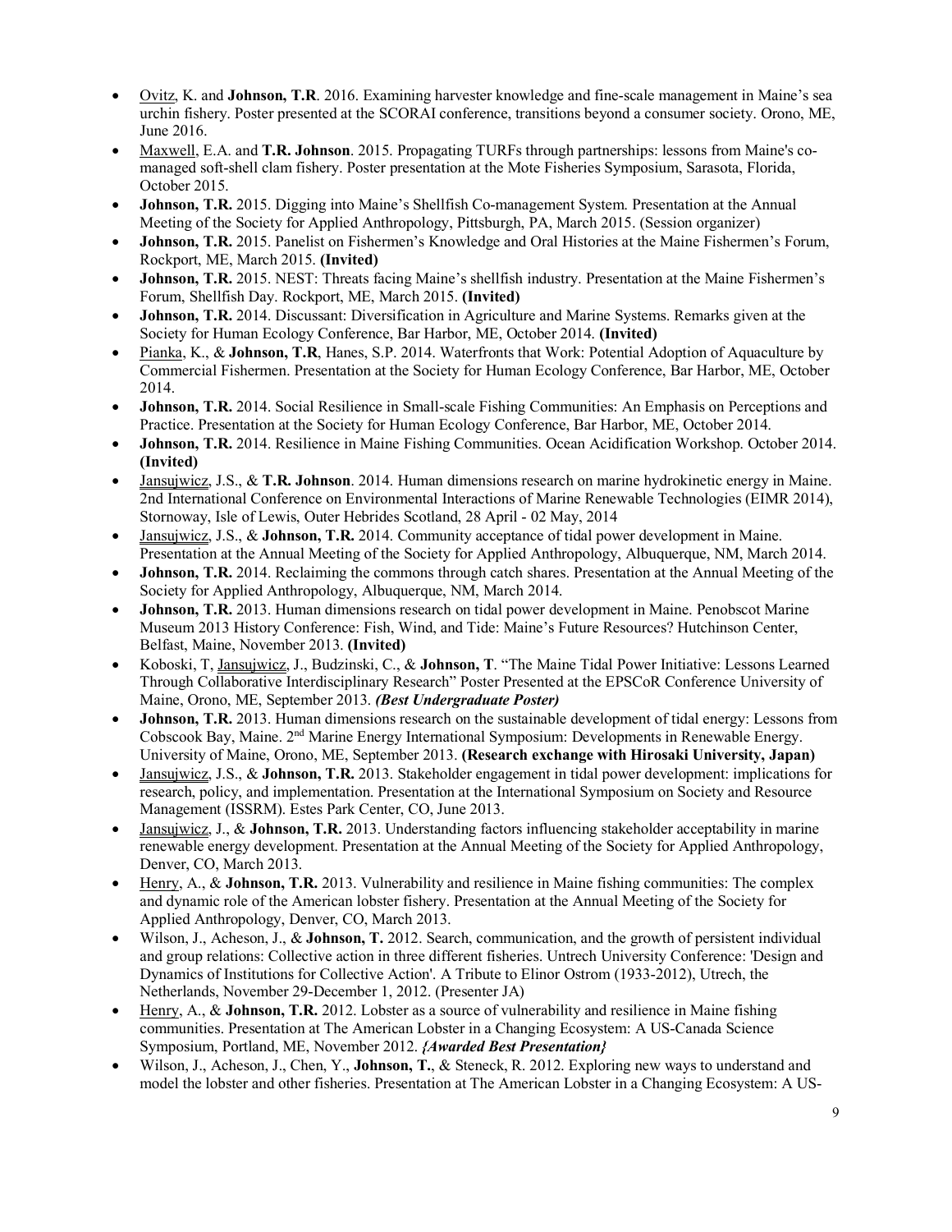- Ovitz, K. and **Johnson, T.R**. 2016. Examining harvester knowledge and fine-scale management in Maine's sea urchin fishery. Poster presented at the SCORAI conference, transitions beyond a consumer society. Orono, ME, June 2016.
- Maxwell, E.A. and **T.R. Johnson**. 2015. Propagating TURFs through partnerships: lessons from Maine's co-managed soft-shell clam fishery. Poster presentation at the Mote Fisheries Symposium, Sarasota, Florida, October 2015.
- **Johnson, T.R.** 2015. Digging into Maine's Shellfish Co-management System. Presentation at the Annual Meeting of the Society for Applied Anthropology, Pittsburgh, PA, March 2015. (Session organizer)
- **Johnson, T.R.** 2015. Panelist on Fishermen's Knowledge and Oral Histories at the Maine Fishermen's Forum, Rockport, ME, March 2015. **(Invited)**
- **Johnson, T.R.** 2015. NEST: Threats facing Maine's shellfish industry. Presentation at the Maine Fishermen's Forum, Shellfish Day. Rockport, ME, March 2015. **(Invited)**
- **Johnson, T.R.** 2014. Discussant: Diversification in Agriculture and Marine Systems. Remarks given at the Society for Human Ecology Conference, Bar Harbor, ME, October 2014. **(Invited)**
- Pianka, K., & **Johnson, T.R**, Hanes, S.P. 2014. Waterfronts that Work: Potential Adoption of Aquaculture by Commercial Fishermen. Presentation at the Society for Human Ecology Conference, Bar Harbor, ME, October 2014.
- **Johnson, T.R.** 2014. Social Resilience in Small-scale Fishing Communities: An Emphasis on Perceptions and Practice. Presentation at the Society for Human Ecology Conference, Bar Harbor, ME, October 2014.
- **Johnson, T.R.** 2014. Resilience in Maine Fishing Communities. Ocean Acidification Workshop. October 2014. **(Invited)**
- Jansujwicz, J.S., & **T.R. Johnson**. 2014. Human dimensions research on marine hydrokinetic energy in Maine. 2nd International Conference on Environmental Interactions of Marine Renewable Technologies (EIMR 2014), Stornoway, Isle of Lewis, Outer Hebrides Scotland, 28 April - 02 May, 2014
- Jansujwicz, J.S., & **Johnson, T.R.** 2014. Community acceptance of tidal power development in Maine. Presentation at the Annual Meeting of the Society for Applied Anthropology, Albuquerque, NM, March 2014.
- **Johnson, T.R.** 2014. Reclaiming the commons through catch shares. Presentation at the Annual Meeting of the Society for Applied Anthropology, Albuquerque, NM, March 2014.
- **Johnson, T.R.** 2013. Human dimensions research on tidal power development in Maine. Penobscot Marine Museum 2013 History Conference: Fish, Wind, and Tide: Maine's Future Resources? Hutchinson Center, Belfast, Maine, November 2013. **(Invited)**
- Koboski, T, Jansujwicz, J., Budzinski, C., & **Johnson, T**. "The Maine Tidal Power Initiative: Lessons Learned Through Collaborative Interdisciplinary Research" Poster Presented at the EPSCoR Conference University of Maine, Orono, ME, September 2013. ***(Best Undergraduate Poster)***
- **Johnson, T.R.** 2013. Human dimensions research on the sustainable development of tidal energy: Lessons from Cobscook Bay, Maine. 2nd Marine Energy International Symposium: Developments in Renewable Energy. University of Maine, Orono, ME, September 2013. **(Research exchange with Hirosaki University, Japan)**
- Jansujwicz, J.S., & **Johnson, T.R.** 2013. Stakeholder engagement in tidal power development: implications for research, policy, and implementation. Presentation at the International Symposium on Society and Resource Management (ISSRM). Estes Park Center, CO, June 2013.
- Jansujwicz, J., & **Johnson, T.R.** 2013. Understanding factors influencing stakeholder acceptability in marine renewable energy development. Presentation at the Annual Meeting of the Society for Applied Anthropology, Denver, CO, March 2013.
- Henry, A., & **Johnson, T.R.** 2013. Vulnerability and resilience in Maine fishing communities: The complex and dynamic role of the American lobster fishery. Presentation at the Annual Meeting of the Society for Applied Anthropology, Denver, CO, March 2013.
- Wilson, J., Acheson, J., & **Johnson, T.** 2012. Search, communication, and the growth of persistent individual and group relations: Collective action in three different fisheries. Untrech University Conference: 'Design and Dynamics of Institutions for Collective Action'. A Tribute to Elinor Ostrom (1933-2012), Utrech, the Netherlands, November 29-December 1, 2012. (Presenter JA)
- Henry, A., & **Johnson, T.R.** 2012. Lobster as a source of vulnerability and resilience in Maine fishing communities. Presentation at The American Lobster in a Changing Ecosystem: A US-Canada Science Symposium, Portland, ME, November 2012. ***{Awarded Best Presentation}***
- Wilson, J., Acheson, J., Chen, Y., **Johnson, T.**, & Steneck, R. 2012. Exploring new ways to understand and model the lobster and other fisheries. Presentation at The American Lobster in a Changing Ecosystem: A US-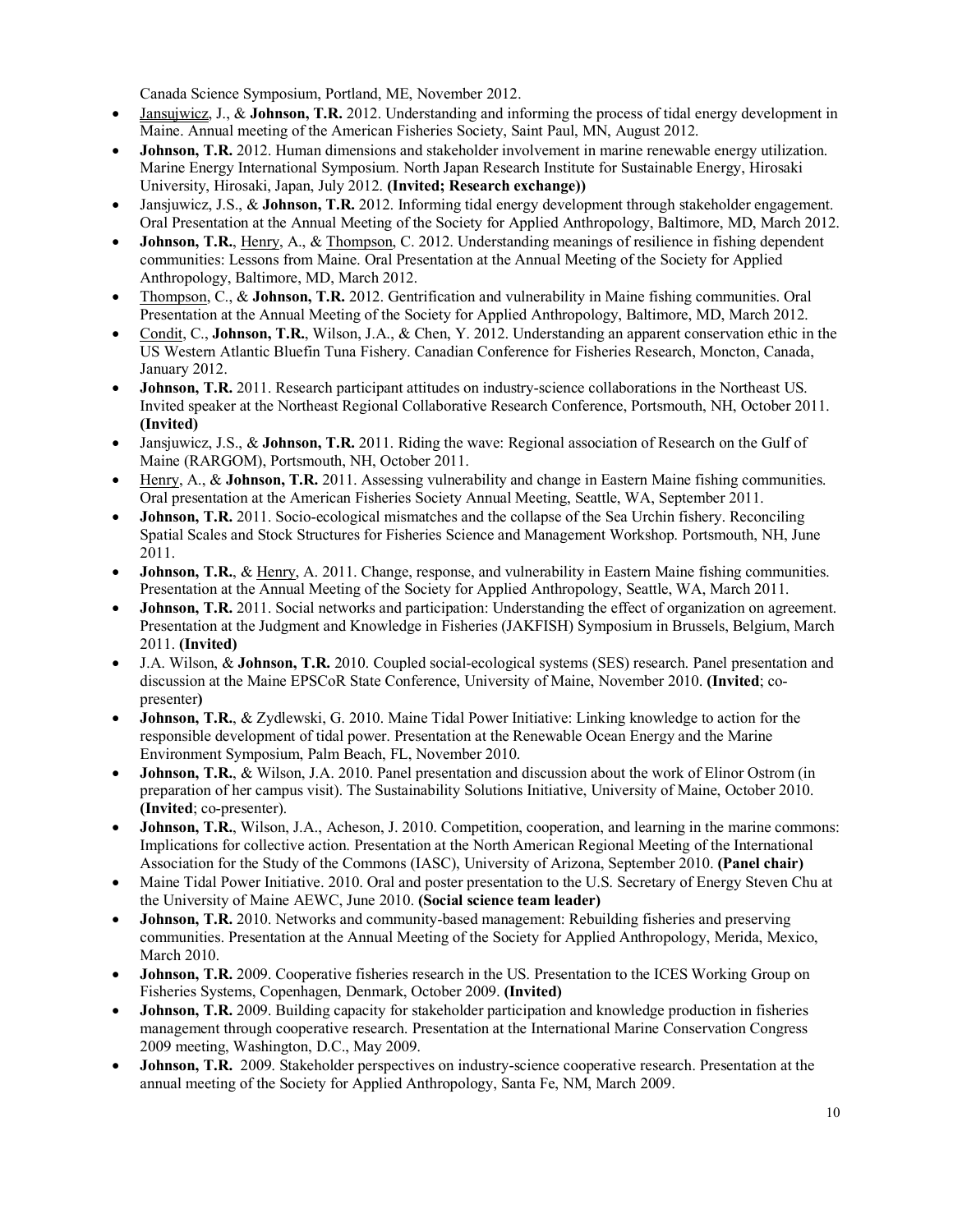Canada Science Symposium, Portland, ME, November 2012.

- Jansujwicz, J., & **Johnson, T.R.** 2012. Understanding and informing the process of tidal energy development in Maine. Annual meeting of the American Fisheries Society, Saint Paul, MN, August 2012.
- **Johnson, T.R.** 2012. Human dimensions and stakeholder involvement in marine renewable energy utilization. Marine Energy International Symposium. North Japan Research Institute for Sustainable Energy, Hirosaki University, Hirosaki, Japan, July 2012. **(Invited; Research exchange))**
- Jansjuwicz, J.S., & **Johnson, T.R.** 2012. Informing tidal energy development through stakeholder engagement. Oral Presentation at the Annual Meeting of the Society for Applied Anthropology, Baltimore, MD, March 2012.
- **Johnson, T.R.**, Henry, A., & Thompson, C. 2012. Understanding meanings of resilience in fishing dependent communities: Lessons from Maine. Oral Presentation at the Annual Meeting of the Society for Applied Anthropology, Baltimore, MD, March 2012.
- Thompson, C., & **Johnson, T.R.** 2012. Gentrification and vulnerability in Maine fishing communities. Oral Presentation at the Annual Meeting of the Society for Applied Anthropology, Baltimore, MD, March 2012.
- Condit, C., **Johnson, T.R.**, Wilson, J.A., & Chen, Y. 2012. Understanding an apparent conservation ethic in the US Western Atlantic Bluefin Tuna Fishery. Canadian Conference for Fisheries Research, Moncton, Canada, January 2012.
- **Johnson, T.R.** 2011. Research participant attitudes on industry-science collaborations in the Northeast US. Invited speaker at the Northeast Regional Collaborative Research Conference, Portsmouth, NH, October 2011. **(Invited)**
- Jansjuwicz, J.S., & **Johnson, T.R.** 2011. Riding the wave: Regional association of Research on the Gulf of Maine (RARGOM), Portsmouth, NH, October 2011.
- Henry, A., & **Johnson, T.R.** 2011. Assessing vulnerability and change in Eastern Maine fishing communities. Oral presentation at the American Fisheries Society Annual Meeting, Seattle, WA, September 2011.
- **Johnson, T.R.** 2011. Socio-ecological mismatches and the collapse of the Sea Urchin fishery. Reconciling Spatial Scales and Stock Structures for Fisheries Science and Management Workshop. Portsmouth, NH, June 2011.
- **Johnson, T.R.**, & Henry, A. 2011. Change, response, and vulnerability in Eastern Maine fishing communities. Presentation at the Annual Meeting of the Society for Applied Anthropology, Seattle, WA, March 2011.
- **Johnson, T.R.** 2011. Social networks and participation: Understanding the effect of organization on agreement. Presentation at the Judgment and Knowledge in Fisheries (JAKFISH) Symposium in Brussels, Belgium, March 2011. **(Invited)**
- J.A. Wilson, & **Johnson, T.R.** 2010. Coupled social-ecological systems (SES) research. Panel presentation and discussion at the Maine EPSCoR State Conference, University of Maine, November 2010. **(Invited**; co-presenter**)**
- **Johnson, T.R.**, & Zydlewski, G. 2010. Maine Tidal Power Initiative: Linking knowledge to action for the responsible development of tidal power. Presentation at the Renewable Ocean Energy and the Marine Environment Symposium, Palm Beach, FL, November 2010.
- **Johnson, T.R.**, & Wilson, J.A. 2010. Panel presentation and discussion about the work of Elinor Ostrom (in preparation of her campus visit). The Sustainability Solutions Initiative, University of Maine, October 2010. **(Invited**; co-presenter).
- **Johnson, T.R.**, Wilson, J.A., Acheson, J. 2010. Competition, cooperation, and learning in the marine commons: Implications for collective action. Presentation at the North American Regional Meeting of the International Association for the Study of the Commons (IASC), University of Arizona, September 2010. **(Panel chair)**
- Maine Tidal Power Initiative. 2010. Oral and poster presentation to the U.S. Secretary of Energy Steven Chu at the University of Maine AEWC, June 2010. **(Social science team leader)**
- **Johnson, T.R.** 2010. Networks and community-based management: Rebuilding fisheries and preserving communities. Presentation at the Annual Meeting of the Society for Applied Anthropology, Merida, Mexico, March 2010.
- **Johnson, T.R.** 2009. Cooperative fisheries research in the US. Presentation to the ICES Working Group on Fisheries Systems, Copenhagen, Denmark, October 2009. **(Invited)**
- **Johnson, T.R.** 2009. Building capacity for stakeholder participation and knowledge production in fisheries management through cooperative research. Presentation at the International Marine Conservation Congress 2009 meeting, Washington, D.C., May 2009.
- **Johnson, T.R.** 2009. Stakeholder perspectives on industry-science cooperative research. Presentation at the annual meeting of the Society for Applied Anthropology, Santa Fe, NM, March 2009.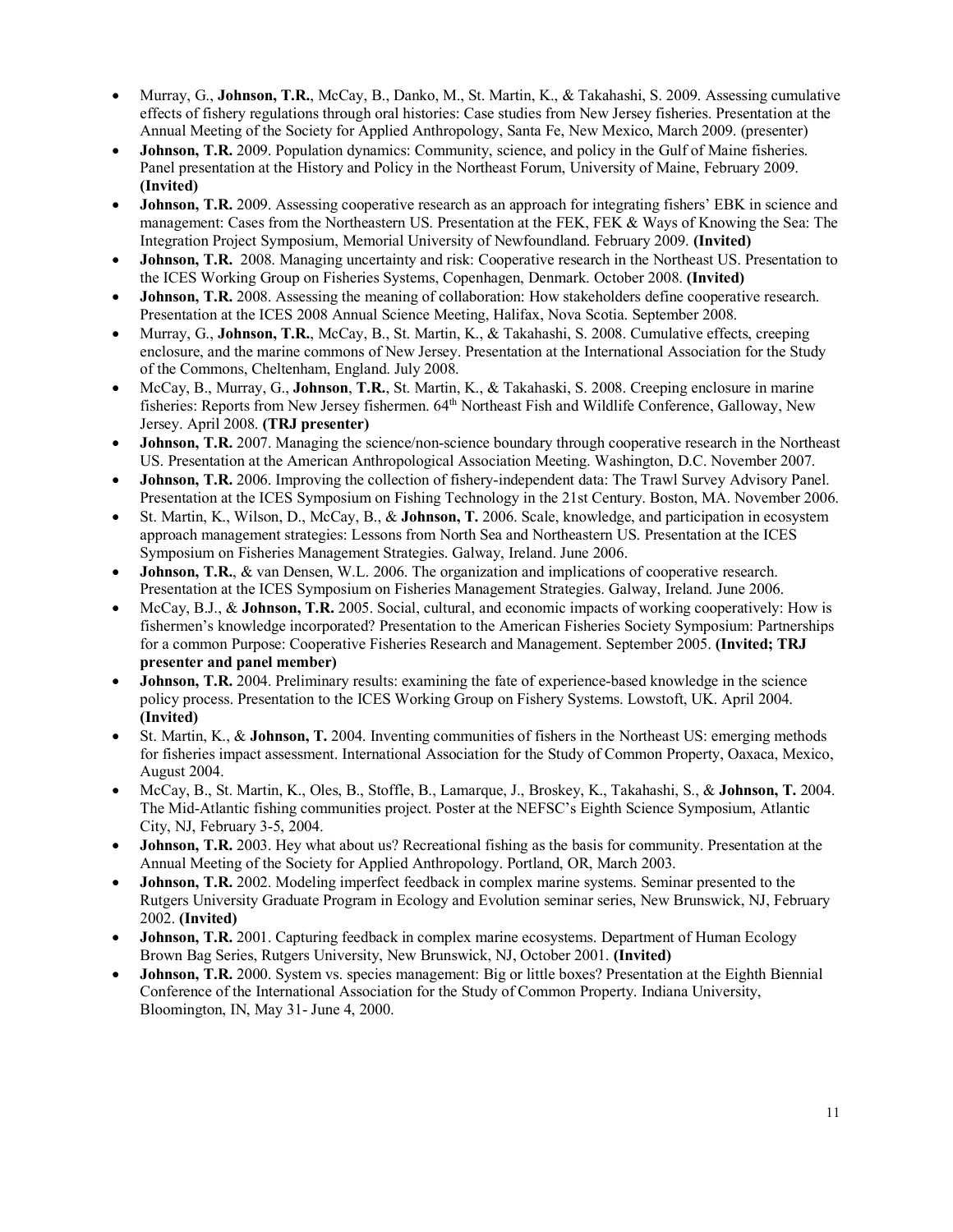- Murray, G., **Johnson, T.R.**, McCay, B., Danko, M., St. Martin, K., & Takahashi, S. 2009. Assessing cumulative effects of fishery regulations through oral histories: Case studies from New Jersey fisheries. Presentation at the Annual Meeting of the Society for Applied Anthropology, Santa Fe, New Mexico, March 2009. (presenter)
- **Johnson, T.R.** 2009. Population dynamics: Community, science, and policy in the Gulf of Maine fisheries. Panel presentation at the History and Policy in the Northeast Forum, University of Maine, February 2009. **(Invited)**
- **Johnson, T.R.** 2009. Assessing cooperative research as an approach for integrating fishers' EBK in science and management: Cases from the Northeastern US. Presentation at the FEK, FEK & Ways of Knowing the Sea: The Integration Project Symposium, Memorial University of Newfoundland. February 2009. **(Invited)**
- **Johnson, T.R.** 2008. Managing uncertainty and risk: Cooperative research in the Northeast US. Presentation to the ICES Working Group on Fisheries Systems, Copenhagen, Denmark. October 2008. **(Invited)**
- **Johnson, T.R.** 2008. Assessing the meaning of collaboration: How stakeholders define cooperative research. Presentation at the ICES 2008 Annual Science Meeting, Halifax, Nova Scotia. September 2008.
- Murray, G., **Johnson, T.R.**, McCay, B., St. Martin, K., & Takahashi, S. 2008. Cumulative effects, creeping enclosure, and the marine commons of New Jersey. Presentation at the International Association for the Study of the Commons, Cheltenham, England. July 2008.
- McCay, B., Murray, G., **Johnson**, **T.R.**, St. Martin, K., & Takahaski, S. 2008. Creeping enclosure in marine fisheries: Reports from New Jersey fishermen. 64th Northeast Fish and Wildlife Conference, Galloway, New Jersey. April 2008. **(TRJ presenter)**
- **Johnson, T.R.** 2007. Managing the science/non-science boundary through cooperative research in the Northeast US. Presentation at the American Anthropological Association Meeting. Washington, D.C. November 2007.
- **Johnson, T.R.** 2006. Improving the collection of fishery-independent data: The Trawl Survey Advisory Panel. Presentation at the ICES Symposium on Fishing Technology in the 21st Century. Boston, MA. November 2006.
- St. Martin, K., Wilson, D., McCay, B., & **Johnson, T.** 2006. Scale, knowledge, and participation in ecosystem approach management strategies: Lessons from North Sea and Northeastern US. Presentation at the ICES Symposium on Fisheries Management Strategies. Galway, Ireland. June 2006.
- **Johnson, T.R.**, & van Densen, W.L. 2006. The organization and implications of cooperative research. Presentation at the ICES Symposium on Fisheries Management Strategies. Galway, Ireland. June 2006.
- McCay, B.J., & **Johnson, T.R.** 2005. Social, cultural, and economic impacts of working cooperatively: How is fishermen's knowledge incorporated? Presentation to the American Fisheries Society Symposium: Partnerships for a common Purpose: Cooperative Fisheries Research and Management. September 2005. **(Invited; TRJ presenter and panel member)**
- **Johnson, T.R.** 2004. Preliminary results: examining the fate of experience-based knowledge in the science policy process. Presentation to the ICES Working Group on Fishery Systems. Lowstoft, UK. April 2004. **(Invited)**
- St. Martin, K., & **Johnson, T.** 2004. Inventing communities of fishers in the Northeast US: emerging methods for fisheries impact assessment. International Association for the Study of Common Property, Oaxaca, Mexico, August 2004.
- McCay, B., St. Martin, K., Oles, B., Stoffle, B., Lamarque, J., Broskey, K., Takahashi, S., & **Johnson, T.** 2004. The Mid-Atlantic fishing communities project. Poster at the NEFSC's Eighth Science Symposium, Atlantic City, NJ, February 3-5, 2004.
- **Johnson, T.R.** 2003. Hey what about us? Recreational fishing as the basis for community. Presentation at the Annual Meeting of the Society for Applied Anthropology. Portland, OR, March 2003.
- **Johnson, T.R.** 2002. Modeling imperfect feedback in complex marine systems. Seminar presented to the Rutgers University Graduate Program in Ecology and Evolution seminar series, New Brunswick, NJ, February 2002. **(Invited)**
- **Johnson, T.R.** 2001. Capturing feedback in complex marine ecosystems. Department of Human Ecology Brown Bag Series, Rutgers University, New Brunswick, NJ, October 2001. **(Invited)**
- **Johnson, T.R.** 2000. System vs. species management: Big or little boxes? Presentation at the Eighth Biennial Conference of the International Association for the Study of Common Property. Indiana University, Bloomington, IN, May 31- June 4, 2000.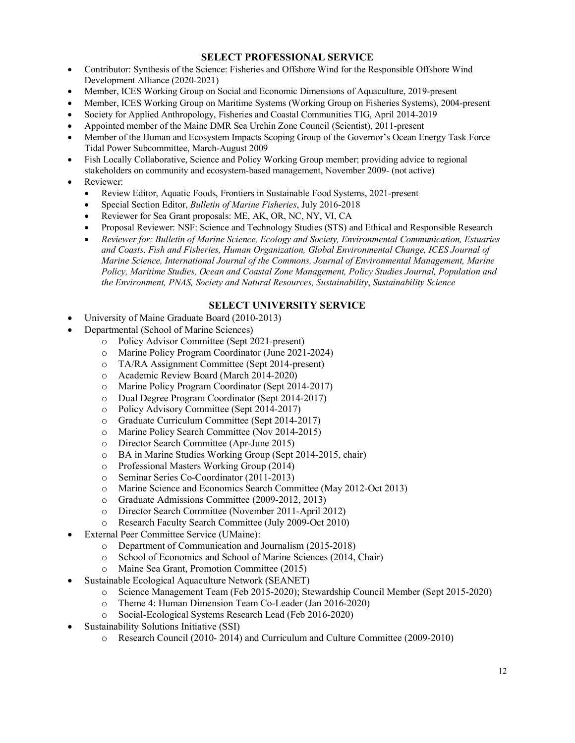## SELECT PROFESSIONAL SERVICE

- Contributor: Synthesis of the Science: Fisheries and Offshore Wind for the Responsible Offshore Wind Development Alliance (2020-2021)
- Member, ICES Working Group on Social and Economic Dimensions of Aquaculture, 2019-present
- Member, ICES Working Group on Maritime Systems (Working Group on Fisheries Systems), 2004-present
- Society for Applied Anthropology, Fisheries and Coastal Communities TIG, April 2014-2019
- Appointed member of the Maine DMR Sea Urchin Zone Council (Scientist), 2011-present
- Member of the Human and Ecosystem Impacts Scoping Group of the Governor's Ocean Energy Task Force Tidal Power Subcommittee, March-August 2009
- Fish Locally Collaborative, Science and Policy Working Group member; providing advice to regional stakeholders on community and ecosystem-based management, November 2009- (not active)
- Reviewer:
  - Review Editor, Aquatic Foods, Frontiers in Sustainable Food Systems, 2021-present
  - Special Section Editor, *Bulletin of Marine Fisheries*, July 2016-2018
  - Reviewer for Sea Grant proposals: ME, AK, OR, NC, NY, VI, CA
  - Proposal Reviewer: NSF: Science and Technology Studies (STS) and Ethical and Responsible Research
  - *Reviewer for: Bulletin of Marine Science, Ecology and Society, Environmental Communication, Estuaries and Coasts, Fish and Fisheries, Human Organization, Global Environmental Change, ICES Journal of Marine Science, International Journal of the Commons, Journal of Environmental Management, Marine Policy, Maritime Studies, Ocean and Coastal Zone Management, Policy Studies Journal, Population and the Environment, PNAS, Society and Natural Resources, Sustainability*, *Sustainability Science*

## SELECT UNIVERSITY SERVICE

- University of Maine Graduate Board (2010-2013)
- Departmental (School of Marine Sciences)
  - Policy Advisor Committee (Sept 2021-present)
  - Marine Policy Program Coordinator (June 2021-2024)
  - TA/RA Assignment Committee (Sept 2014-present)
  - Academic Review Board (March 2014-2020)
  - Marine Policy Program Coordinator (Sept 2014-2017)
  - Dual Degree Program Coordinator (Sept 2014-2017)
  - Policy Advisory Committee (Sept 2014-2017)
  - Graduate Curriculum Committee (Sept 2014-2017)
  - Marine Policy Search Committee (Nov 2014-2015)
  - Director Search Committee (Apr-June 2015)
  - BA in Marine Studies Working Group (Sept 2014-2015, chair)
  - Professional Masters Working Group (2014)
  - Seminar Series Co-Coordinator (2011-2013)
  - Marine Science and Economics Search Committee (May 2012-Oct 2013)
  - Graduate Admissions Committee (2009-2012, 2013)
  - Director Search Committee (November 2011-April 2012)
  - Research Faculty Search Committee (July 2009-Oct 2010)
- External Peer Committee Service (UMaine):
  - Department of Communication and Journalism (2015-2018)
  - School of Economics and School of Marine Sciences (2014, Chair)
  - Maine Sea Grant, Promotion Committee (2015)
- Sustainable Ecological Aquaculture Network (SEANET)
  - Science Management Team (Feb 2015-2020); Stewardship Council Member (Sept 2015-2020)
  - Theme 4: Human Dimension Team Co-Leader (Jan 2016-2020)
  - Social-Ecological Systems Research Lead (Feb 2016-2020)
- Sustainability Solutions Initiative (SSI)
  - Research Council (2010- 2014) and Curriculum and Culture Committee (2009-2010)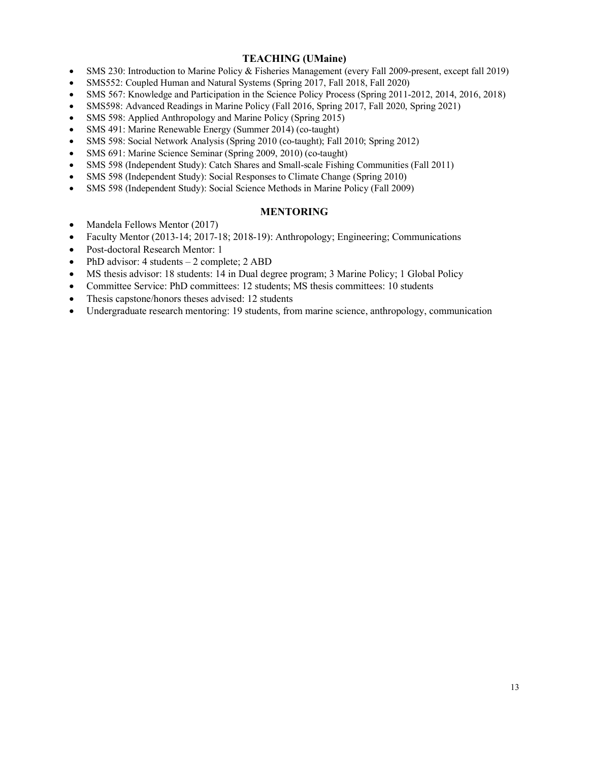## TEACHING (UMaine)

- SMS 230: Introduction to Marine Policy & Fisheries Management (every Fall 2009-present, except fall 2019)
- SMS552: Coupled Human and Natural Systems (Spring 2017, Fall 2018, Fall 2020)
- SMS 567: Knowledge and Participation in the Science Policy Process (Spring 2011-2012, 2014, 2016, 2018)
- SMS598: Advanced Readings in Marine Policy (Fall 2016, Spring 2017, Fall 2020, Spring 2021)
- SMS 598: Applied Anthropology and Marine Policy (Spring 2015)
- SMS 491: Marine Renewable Energy (Summer 2014) (co-taught)
- SMS 598: Social Network Analysis (Spring 2010 (co-taught); Fall 2010; Spring 2012)
- SMS 691: Marine Science Seminar (Spring 2009, 2010) (co-taught)
- SMS 598 (Independent Study): Catch Shares and Small-scale Fishing Communities (Fall 2011)
- SMS 598 (Independent Study): Social Responses to Climate Change (Spring 2010)
- SMS 598 (Independent Study): Social Science Methods in Marine Policy (Fall 2009)

## MENTORING

- Mandela Fellows Mentor (2017)
- Faculty Mentor (2013-14; 2017-18; 2018-19): Anthropology; Engineering; Communications
- Post-doctoral Research Mentor: 1
- PhD advisor: 4 students – 2 complete; 2 ABD
- MS thesis advisor: 18 students: 14 in Dual degree program; 3 Marine Policy; 1 Global Policy
- Committee Service: PhD committees: 12 students; MS thesis committees: 10 students
- Thesis capstone/honors theses advised: 12 students
- Undergraduate research mentoring: 19 students, from marine science, anthropology, communication